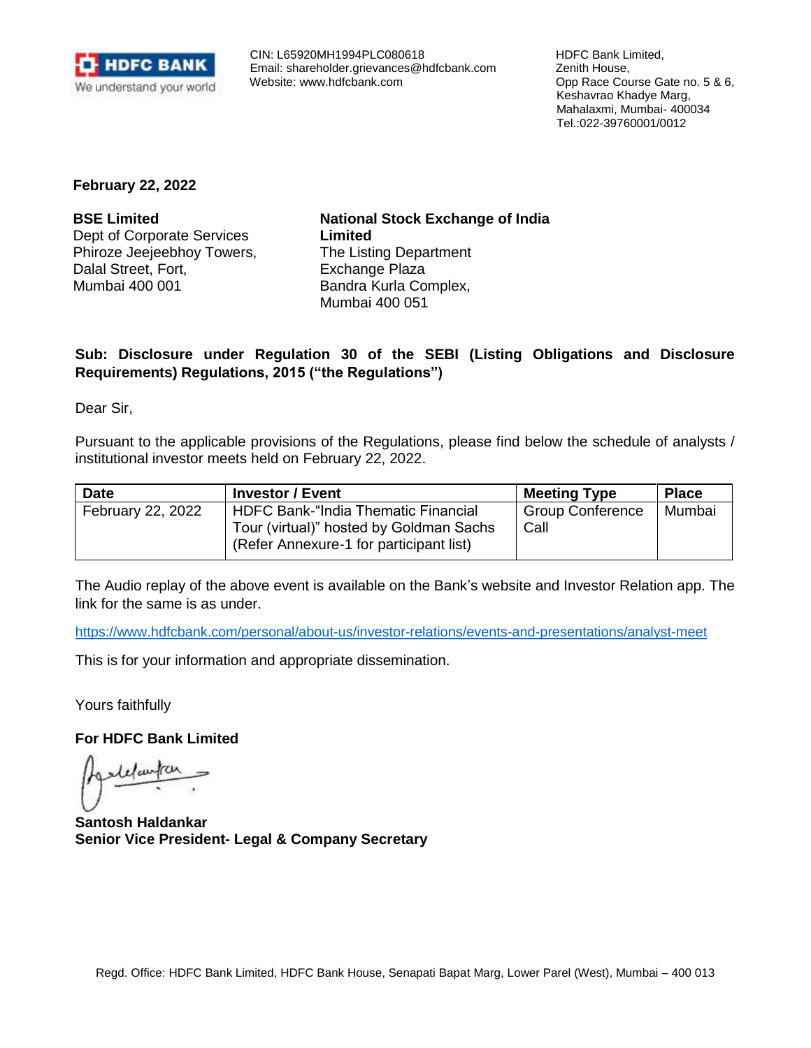HDFC BANK
We understand your world

CIN: L65920MH1994PLC080618
Email: shareholder.grievances@hdfcbank.com
Website: www.hdfcbank.com

HDFC Bank Limited,
Zenith House,
Opp Race Course Gate no. 5 & 6,
Keshavrao Khadye Marg,
Mahalaxmi, Mumbai- 400034
Tel.:022-39760001/0012

**February 22, 2022**

**BSE Limited**
Dept of Corporate Services
Phiroze Jeejeebhoy Towers,
Dalal Street, Fort,
Mumbai 400 001

**National Stock Exchange of India Limited**
The Listing Department
Exchange Plaza
Bandra Kurla Complex,
Mumbai 400 051

**Sub: Disclosure under Regulation 30 of the SEBI (Listing Obligations and Disclosure Requirements) Regulations, 2015 ("the Regulations")**

Dear Sir,

Pursuant to the applicable provisions of the Regulations, please find below the schedule of analysts / institutional investor meets held on February 22, 2022.

| Date | Investor / Event | Meeting Type | Place |
|---|---|---|---|
| February 22, 2022 | HDFC Bank-"India Thematic Financial Tour (virtual)" hosted by Goldman Sachs (Refer Annexure-1 for participant list) | Group Conference Call | Mumbai |

The Audio replay of the above event is available on the Bank's website and Investor Relation app. The link for the same is as under.

https://www.hdfcbank.com/personal/about-us/investor-relations/events-and-presentations/analyst-meet

This is for your information and appropriate dissemination.

Yours faithfully

**For HDFC Bank Limited**

**Santosh Haldankar**
**Senior Vice President- Legal & Company Secretary**

Regd. Office: HDFC Bank Limited, HDFC Bank House, Senapati Bapat Marg, Lower Parel (West), Mumbai – 400 013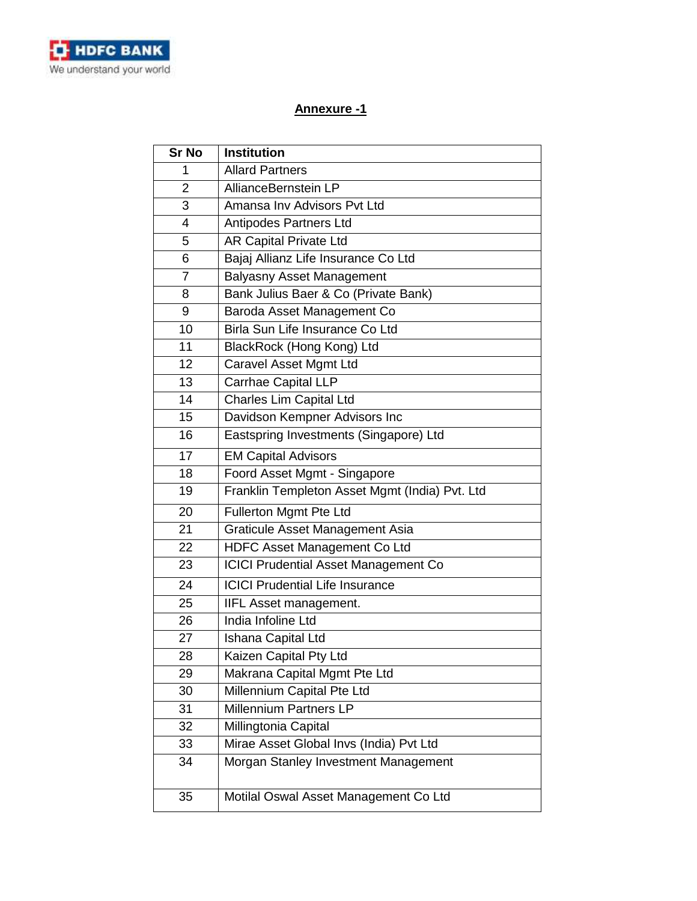## Annexure -1

| Sr No | Institution |
|---|---|
| 1 | Allard Partners |
| 2 | AllianceBernstein LP |
| 3 | Amansa Inv Advisors Pvt Ltd |
| 4 | Antipodes Partners Ltd |
| 5 | AR Capital Private Ltd |
| 6 | Bajaj Allianz Life Insurance Co Ltd |
| 7 | Balyasny Asset Management |
| 8 | Bank Julius Baer & Co (Private Bank) |
| 9 | Baroda Asset Management Co |
| 10 | Birla Sun Life Insurance Co Ltd |
| 11 | BlackRock (Hong Kong) Ltd |
| 12 | Caravel Asset Mgmt Ltd |
| 13 | Carrhae Capital LLP |
| 14 | Charles Lim Capital Ltd |
| 15 | Davidson Kempner Advisors Inc |
| 16 | Eastspring Investments (Singapore) Ltd |
| 17 | EM Capital Advisors |
| 18 | Foord Asset Mgmt - Singapore |
| 19 | Franklin Templeton Asset Mgmt (India) Pvt. Ltd |
| 20 | Fullerton Mgmt Pte Ltd |
| 21 | Graticule Asset Management Asia |
| 22 | HDFC Asset Management Co Ltd |
| 23 | ICICI Prudential Asset Management Co |
| 24 | ICICI Prudential Life Insurance |
| 25 | IIFL Asset management. |
| 26 | India Infoline Ltd |
| 27 | Ishana Capital Ltd |
| 28 | Kaizen Capital Pty Ltd |
| 29 | Makrana Capital Mgmt Pte Ltd |
| 30 | Millennium Capital Pte Ltd |
| 31 | Millennium Partners LP |
| 32 | Millingtonia Capital |
| 33 | Mirae Asset Global Invs (India) Pvt Ltd |
| 34 | Morgan Stanley Investment Management |
| 35 | Motilal Oswal Asset Management Co Ltd |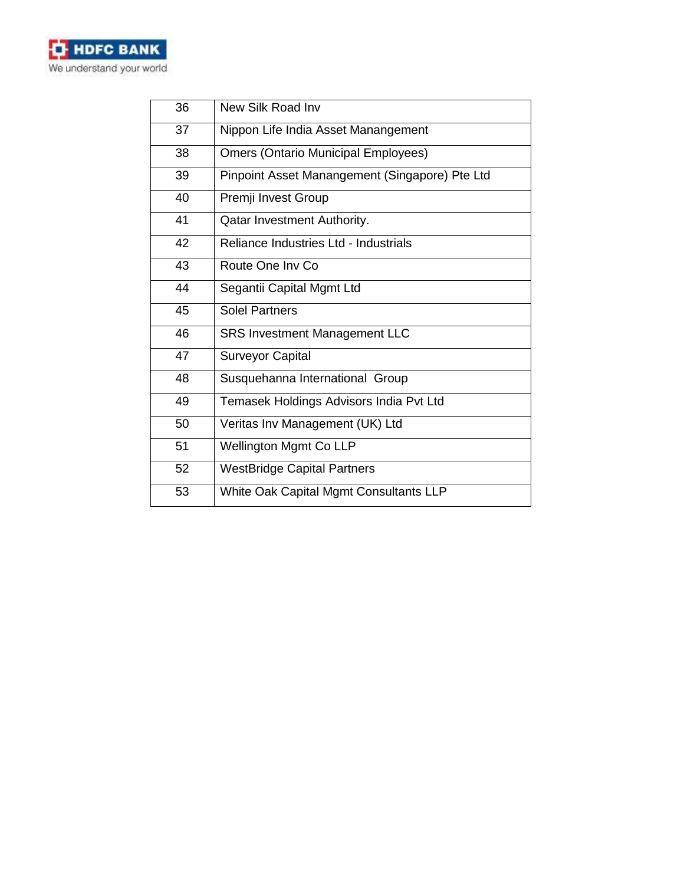| | |
|---|---|
| 36 | New Silk Road Inv |
| 37 | Nippon Life India Asset Manangement |
| 38 | Omers (Ontario Municipal Employees) |
| 39 | Pinpoint Asset Manangement (Singapore) Pte Ltd |
| 40 | Premji Invest Group |
| 41 | Qatar Investment Authority. |
| 42 | Reliance Industries Ltd - Industrials |
| 43 | Route One Inv Co |
| 44 | Segantii Capital Mgmt Ltd |
| 45 | Solel Partners |
| 46 | SRS Investment Management LLC |
| 47 | Surveyor Capital |
| 48 | Susquehanna International Group |
| 49 | Temasek Holdings Advisors India Pvt Ltd |
| 50 | Veritas Inv Management (UK) Ltd |
| 51 | Wellington Mgmt Co LLP |
| 52 | WestBridge Capital Partners |
| 53 | White Oak Capital Mgmt Consultants LLP |